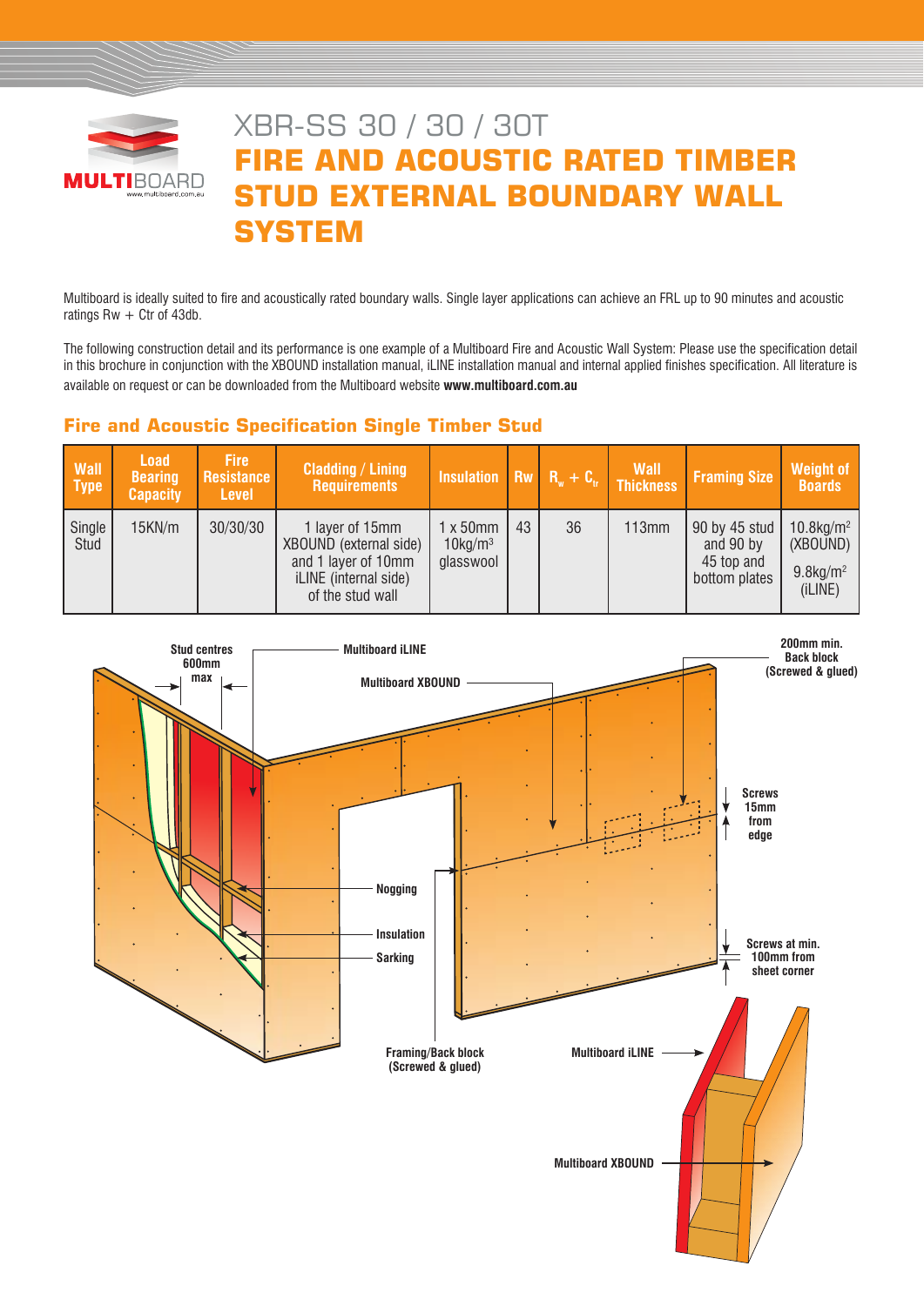# XBR-SS 30 / 30 / 30T

# FIRE AND ACOUSTIC RATED TIMBER STUD EXTERNAL BOUNDARY WALL SYSTEM

Multiboard is ideally suited to fire and acoustically rated boundary walls. Single layer applications can achieve an FRL up to 90 minutes and acoustic ratings Rw + Ctr of 43db.

The following construction detail and its performance is one example of a Multiboard Fire and Acoustic Wall System: Please use the specification detail in this brochure in conjunction with the XBOUND installation manual, iLINE installation manual and internal applied finishes specification. All literature is available on request or can be downloaded from the Multiboard website **www.multiboard.com.au**

## Fire and Acoustic Specification Single Timber Stud

| Wall Type | Load Bearing Capacity | Fire Resistance Level | Cladding / Lining Requirements | Insulation | Rw | $R_w + C_{tr}$ | Wall Thickness | Framing Size | Weight of Boards |
|---|---|---|---|---|---|---|---|---|---|
| Single Stud | 15KN/m | 30/30/30 | 1 layer of 15mm XBOUND (external side) and 1 layer of 10mm iLINE (internal side) of the stud wall | 1 x 50mm $10kg/m^3$ glasswool | 43 | 36 | 113mm | 90 by 45 stud and 90 by 45 top and bottom plates | $10.8kg/m^2$ (XBOUND) $9.8kg/m^2$ (iLINE) |

Stud centres 600mm max

Multiboard iLINE

Multiboard XBOUND

200mm min. Back block (Screwed & glued)

Screws 15mm from edge

Nogging

Insulation

Sarking

Screws at min. 100mm from sheet corner

Framing/Back block (Screwed & glued)

Multiboard iLINE

Multiboard XBOUND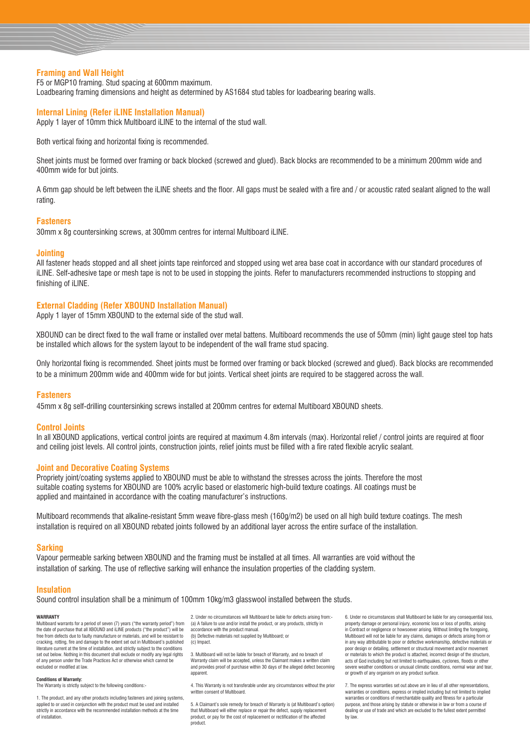## Framing and Wall Height

F5 or MGP10 framing. Stud spacing at 600mm maximum.
Loadbearing framing dimensions and height as determined by AS1684 stud tables for loadbearing bearing walls.

## Internal Lining (Refer iLINE Installation Manual)

Apply 1 layer of 10mm thick Multiboard iLINE to the internal of the stud wall.

Both vertical fixing and horizontal fixing is recommended.

Sheet joints must be formed over framing or back blocked (screwed and glued). Back blocks are recommended to be a minimum 200mm wide and 400mm wide for but joints.

A 6mm gap should be left between the iLINE sheets and the floor. All gaps must be sealed with a fire and / or acoustic rated sealant aligned to the wall rating.

## Fasteners

30mm x 8g countersinking screws, at 300mm centres for internal Multiboard iLINE.

## Jointing

All fastener heads stopped and all sheet joints tape reinforced and stopped using wet area base coat in accordance with our standard procedures of iLINE. Self-adhesive tape or mesh tape is not to be used in stopping the joints. Refer to manufacturers recommended instructions to stopping and finishing of iLINE.

## External Cladding (Refer XBOUND Installation Manual)

Apply 1 layer of 15mm XBOUND to the external side of the stud wall.

XBOUND can be direct fixed to the wall frame or installed over metal battens. Multiboard recommends the use of 50mm (min) light gauge steel top hats be installed which allows for the system layout to be independent of the wall frame stud spacing.

Only horizontal fixing is recommended. Sheet joints must be formed over framing or back blocked (screwed and glued). Back blocks are recommended to be a minimum 200mm wide and 400mm wide for but joints. Vertical sheet joints are required to be staggered across the wall.

## Fasteners

45mm x 8g self-drilling countersinking screws installed at 200mm centres for external Multiboard XBOUND sheets.

## Control Joints

In all XBOUND applications, vertical control joints are required at maximum 4.8m intervals (max). Horizontal relief / control joints are required at floor and ceiling joist levels. All control joints, construction joints, relief joints must be filled with a fire rated flexible acrylic sealant.

## Joint and Decorative Coating Systems

Propriety joint/coating systems applied to XBOUND must be able to withstand the stresses across the joints. Therefore the most suitable coating systems for XBOUND are 100% acrylic based or elastomeric high-build texture coatings. All coatings must be applied and maintained in accordance with the coating manufacturer's instructions.

Multiboard recommends that alkaline-resistant 5mm weave fibre-glass mesh (160g/m2) be used on all high build texture coatings. The mesh installation is required on all XBOUND rebated joints followed by an additional layer across the entire surface of the installation.

## Sarking

Vapour permeable sarking between XBOUND and the framing must be installed at all times. All warranties are void without the installation of sarking. The use of reflective sarking will enhance the insulation properties of the cladding system.

## Insulation

Sound control insulation shall be a minimum of 100mm 10kg/m3 glasswool installed between the studs.

**WARRANTY**

Multiboard warrants for a period of seven (7) years ("the warranty period") from the date of purchase that all XBOUND and iLINE products ("the product") will be free from defects due to faulty manufacture or materials, and will be resistant to cracking, rotting, fire and damage to the extent set out in Multiboard's published literature current at the time of installation, and strictly subject to the conditions set out below. Nothing in this document shall exclude or modify any legal rights of any person under the Trade Practices Act or otherwise which cannot be excluded or modified at law.

**Conditions of Warranty:**
The Warranty is strictly subject to the following conditions:-

1. The product, and any other products including fasteners and joining systems, applied to or used in conjunction with the product must be used and installed strictly in accordance with the recommended installation methods at the time of installation.

2. Under no circumstances will Multiboard be liable for defects arising from:-
(a) A failure to use and/or install the product, or any products, strictly in accordance with the product manual.
(b) Defective materials not supplied by Multiboard; or
(c) Impact.

3. Multiboard will not be liable for breach of Warranty, and no breach of Warranty claim will be accepted, unless the Claimant makes a written claim and provides proof of purchase within 30 days of the alleged defect becoming apparent.

4. This Warranty is not transferable under any circumstances without the prior written consent of Multiboard.

5. A Claimant's sole remedy for breach of Warranty is (at Multiboard's option) that Multiboard will either replace or repair the defect, supply replacement product, or pay for the cost of replacement or rectification of the affected product.

6. Under no circumstances shall Multiboard be liable for any consequential loss, property damage or personal injury, economic loss or loss of profits, arising in Contract or negligence or howsoever arising. Without limiting the foregoing, Multiboard will not be liable for any claims, damages or defects arising from or in any way attributable to poor or defective workmanship, defective materials or poor design or detailing, settlement or structural movement and/or movement or materials to which the product is attached, incorrect design of the structure, acts of God including but not limited to earthquakes, cyclones, floods or other severe weather conditions or unusual climatic conditions, normal wear and tear, or growth of any organism on any product surface.

7. The express warranties set out above are in lieu of all other representations, warranties or conditions, express or implied including but not limited to implied warranties or conditions of merchantable quality and fitness for a particular purpose, and those arising by statute or otherwise in law or from a course of dealing or use of trade and which are excluded to the fullest extent permitted by law.